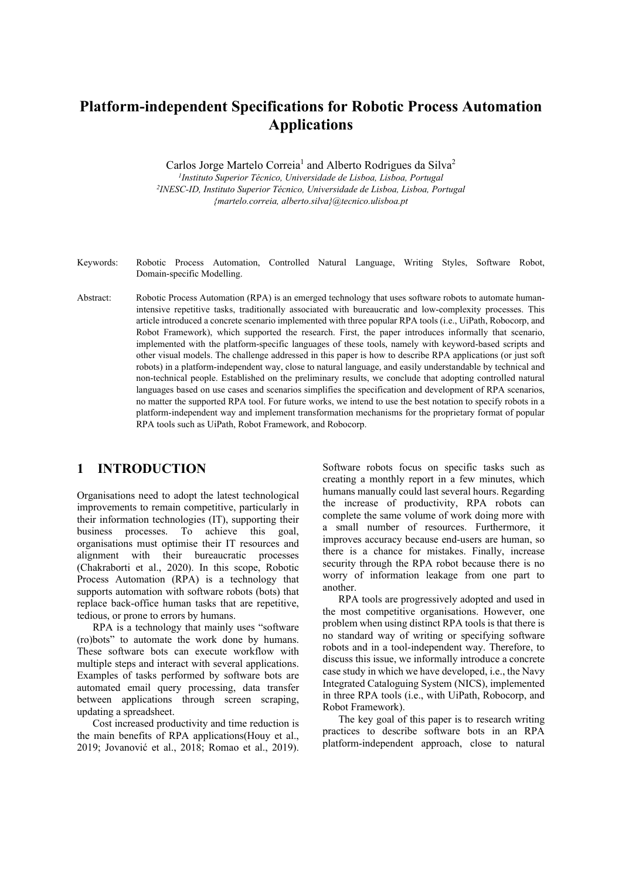# Platform-independent Specifications for Robotic Process Automation Applications

Carlos Jorge Martelo Correia[1] and Alberto Rodrigues da Silva[2]

[1]*Instituto Superior Técnico, Universidade de Lisboa, Lisboa, Portugal*
[2]*INESC-ID, Instituto Superior Técnico, Universidade de Lisboa, Lisboa, Portugal*
*{martelo.correia, alberto.silva}@tecnico.ulisboa.pt*

Keywords: Robotic Process Automation, Controlled Natural Language, Writing Styles, Software Robot, Domain-specific Modelling.

Abstract: Robotic Process Automation (RPA) is an emerged technology that uses software robots to automate human-intensive repetitive tasks, traditionally associated with bureaucratic and low-complexity processes. This article introduced a concrete scenario implemented with three popular RPA tools (i.e., UiPath, Robocorp, and Robot Framework), which supported the research. First, the paper introduces informally that scenario, implemented with the platform-specific languages of these tools, namely with keyword-based scripts and other visual models. The challenge addressed in this paper is how to describe RPA applications (or just soft robots) in a platform-independent way, close to natural language, and easily understandable by technical and non-technical people. Established on the preliminary results, we conclude that adopting controlled natural languages based on use cases and scenarios simplifies the specification and development of RPA scenarios, no matter the supported RPA tool. For future works, we intend to use the best notation to specify robots in a platform-independent way and implement transformation mechanisms for the proprietary format of popular RPA tools such as UiPath, Robot Framework, and Robocorp.

## 1 INTRODUCTION

Organisations need to adopt the latest technological improvements to remain competitive, particularly in their information technologies (IT), supporting their business processes. To achieve this goal, organisations must optimise their IT resources and alignment with their bureaucratic processes (Chakraborti et al., 2020). In this scope, Robotic Process Automation (RPA) is a technology that supports automation with software robots (bots) that replace back-office human tasks that are repetitive, tedious, or prone to errors by humans.

RPA is a technology that mainly uses "software (ro)bots" to automate the work done by humans. These software bots can execute workflow with multiple steps and interact with several applications. Examples of tasks performed by software bots are automated email query processing, data transfer between applications through screen scraping, updating a spreadsheet.

Cost increased productivity and time reduction is the main benefits of RPA applications(Houy et al., 2019; Jovanović et al., 2018; Romao et al., 2019). Software robots focus on specific tasks such as creating a monthly report in a few minutes, which humans manually could last several hours. Regarding the increase of productivity, RPA robots can complete the same volume of work doing more with a small number of resources. Furthermore, it improves accuracy because end-users are human, so there is a chance for mistakes. Finally, increase security through the RPA robot because there is no worry of information leakage from one part to another.

RPA tools are progressively adopted and used in the most competitive organisations. However, one problem when using distinct RPA tools is that there is no standard way of writing or specifying software robots and in a tool-independent way. Therefore, to discuss this issue, we informally introduce a concrete case study in which we have developed, i.e., the Navy Integrated Cataloguing System (NICS), implemented in three RPA tools (i.e., with UiPath, Robocorp, and Robot Framework).

The key goal of this paper is to research writing practices to describe software bots in an RPA platform-independent approach, close to natural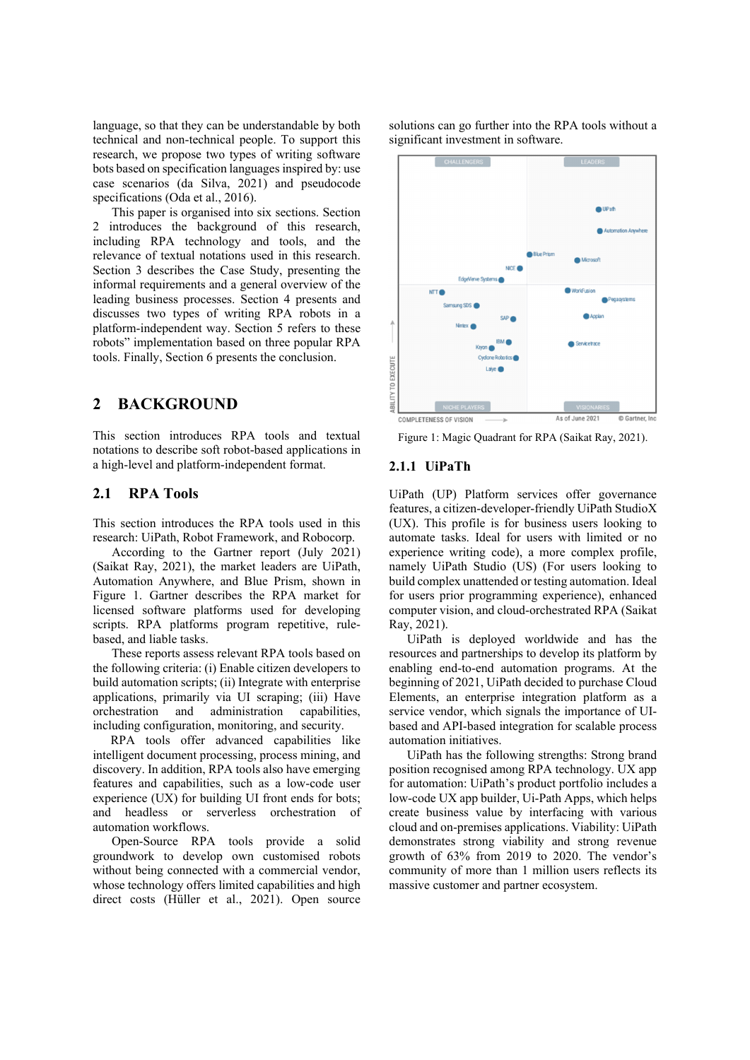language, so that they can be understandable by both technical and non-technical people. To support this research, we propose two types of writing software bots based on specification languages inspired by: use case scenarios (da Silva, 2021) and pseudocode specifications (Oda et al., 2016).

This paper is organised into six sections. Section 2 introduces the background of this research, including RPA technology and tools, and the relevance of textual notations used in this research. Section 3 describes the Case Study, presenting the informal requirements and a general overview of the leading business processes. Section 4 presents and discusses two types of writing RPA robots in a platform-independent way. Section 5 refers to these robots" implementation based on three popular RPA tools. Finally, Section 6 presents the conclusion.

## 2 BACKGROUND

This section introduces RPA tools and textual notations to describe soft robot-based applications in a high-level and platform-independent format.

### 2.1 RPA Tools

This section introduces the RPA tools used in this research: UiPath, Robot Framework, and Robocorp.

According to the Gartner report (July 2021) (Saikat Ray, 2021), the market leaders are UiPath, Automation Anywhere, and Blue Prism, shown in Figure 1. Gartner describes the RPA market for licensed software platforms used for developing scripts. RPA platforms program repetitive, rule-based, and liable tasks.

These reports assess relevant RPA tools based on the following criteria: (i) Enable citizen developers to build automation scripts; (ii) Integrate with enterprise applications, primarily via UI scraping; (iii) Have orchestration and administration capabilities, including configuration, monitoring, and security.

RPA tools offer advanced capabilities like intelligent document processing, process mining, and discovery. In addition, RPA tools also have emerging features and capabilities, such as a low-code user experience (UX) for building UI front ends for bots; and headless or serverless orchestration of automation workflows.

Open-Source RPA tools provide a solid groundwork to develop own customised robots without being connected with a commercial vendor, whose technology offers limited capabilities and high direct costs (Hüller et al., 2021). Open source solutions can go further into the RPA tools without a significant investment in software.

Figure 1: Magic Quadrant for RPA (Saikat Ray, 2021).

#### 2.1.1 UiPaTh

UiPath (UP) Platform services offer governance features, a citizen-developer-friendly UiPath StudioX (UX). This profile is for business users looking to automate tasks. Ideal for users with limited or no experience writing code), a more complex profile, namely UiPath Studio (US) (For users looking to build complex unattended or testing automation. Ideal for users prior programming experience), enhanced computer vision, and cloud-orchestrated RPA (Saikat Ray, 2021).

UiPath is deployed worldwide and has the resources and partnerships to develop its platform by enabling end-to-end automation programs. At the beginning of 2021, UiPath decided to purchase Cloud Elements, an enterprise integration platform as a service vendor, which signals the importance of UI-based and API-based integration for scalable process automation initiatives.

UiPath has the following strengths: Strong brand position recognised among RPA technology. UX app for automation: UiPath's product portfolio includes a low-code UX app builder, Ui-Path Apps, which helps create business value by interfacing with various cloud and on-premises applications. Viability: UiPath demonstrates strong viability and strong revenue growth of 63% from 2019 to 2020. The vendor's community of more than 1 million users reflects its massive customer and partner ecosystem.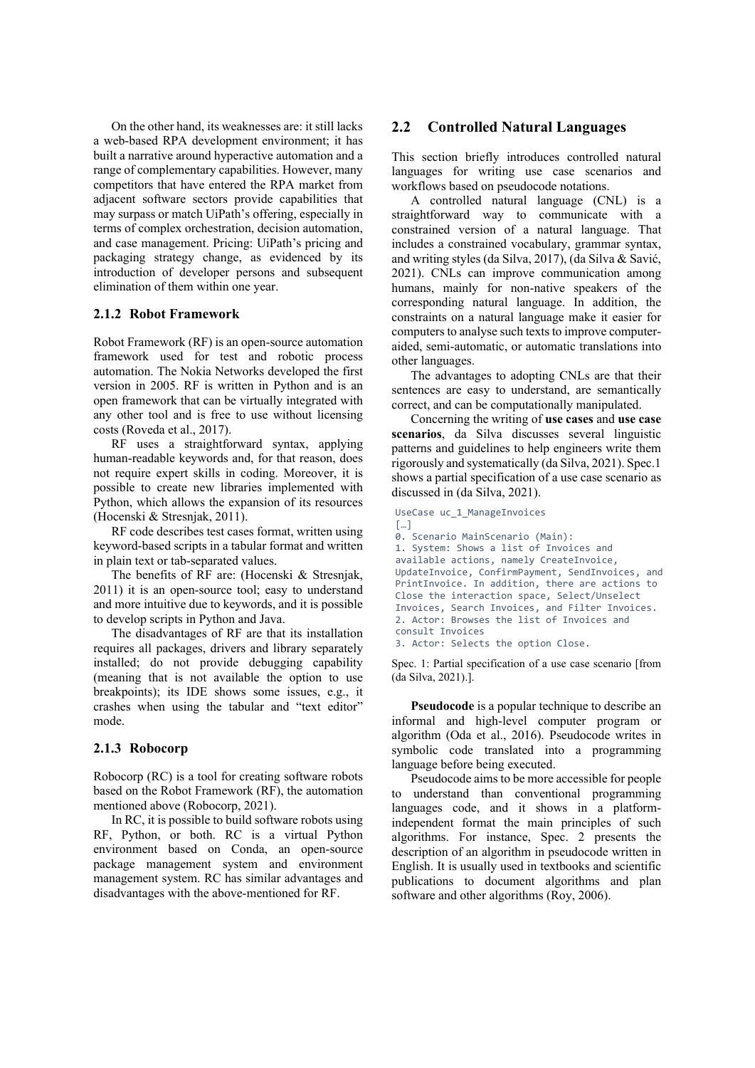On the other hand, its weaknesses are: it still lacks a web-based RPA development environment; it has built a narrative around hyperactive automation and a range of complementary capabilities. However, many competitors that have entered the RPA market from adjacent software sectors provide capabilities that may surpass or match UiPath's offering, especially in terms of complex orchestration, decision automation, and case management. Pricing: UiPath's pricing and packaging strategy change, as evidenced by its introduction of developer persons and subsequent elimination of them within one year.

### 2.1.2 Robot Framework

Robot Framework (RF) is an open-source automation framework used for test and robotic process automation. The Nokia Networks developed the first version in 2005. RF is written in Python and is an open framework that can be virtually integrated with any other tool and is free to use without licensing costs (Roveda et al., 2017).

RF uses a straightforward syntax, applying human-readable keywords and, for that reason, does not require expert skills in coding. Moreover, it is possible to create new libraries implemented with Python, which allows the expansion of its resources (Hocenski & Stresnjak, 2011).

RF code describes test cases format, written using keyword-based scripts in a tabular format and written in plain text or tab-separated values.

The benefits of RF are: (Hocenski & Stresnjak, 2011) it is an open-source tool; easy to understand and more intuitive due to keywords, and it is possible to develop scripts in Python and Java.

The disadvantages of RF are that its installation requires all packages, drivers and library separately installed; do not provide debugging capability (meaning that is not available the option to use breakpoints); its IDE shows some issues, e.g., it crashes when using the tabular and "text editor" mode.

### 2.1.3 Robocorp

Robocorp (RC) is a tool for creating software robots based on the Robot Framework (RF), the automation mentioned above (Robocorp, 2021).

In RC, it is possible to build software robots using RF, Python, or both. RC is a virtual Python environment based on Conda, an open-source package management system and environment management system. RC has similar advantages and disadvantages with the above-mentioned for RF.

## 2.2 Controlled Natural Languages

This section briefly introduces controlled natural languages for writing use case scenarios and workflows based on pseudocode notations.

A controlled natural language (CNL) is a straightforward way to communicate with a constrained version of a natural language. That includes a constrained vocabulary, grammar syntax, and writing styles (da Silva, 2017), (da Silva & Savić, 2021). CNLs can improve communication among humans, mainly for non-native speakers of the corresponding natural language. In addition, the constraints on a natural language make it easier for computers to analyse such texts to improve computer-aided, semi-automatic, or automatic translations into other languages.

The advantages to adopting CNLs are that their sentences are easy to understand, are semantically correct, and can be computationally manipulated.

Concerning the writing of **use cases** and **use case scenarios**, da Silva discusses several linguistic patterns and guidelines to help engineers write them rigorously and systematically (da Silva, 2021). Spec.1 shows a partial specification of a use case scenario as discussed in (da Silva, 2021).

```
UseCase uc_1_ManageInvoices
[…]
0. Scenario MainScenario (Main):
1. System: Shows a list of Invoices and
available actions, namely CreateInvoice,
UpdateInvoice, ConfirmPayment, SendInvoices, and
PrintInvoice. In addition, there are actions to
Close the interaction space, Select/Unselect
Invoices, Search Invoices, and Filter Invoices.
2. Actor: Browses the list of Invoices and
consult Invoices
3. Actor: Selects the option Close.
```

Spec. 1: Partial specification of a use case scenario [from (da Silva, 2021).].

**Pseudocode** is a popular technique to describe an informal and high-level computer program or algorithm (Oda et al., 2016). Pseudocode writes in symbolic code translated into a programming language before being executed.

Pseudocode aims to be more accessible for people to understand than conventional programming languages code, and it shows in a platform-independent format the main principles of such algorithms. For instance, Spec. 2 presents the description of an algorithm in pseudocode written in English. It is usually used in textbooks and scientific publications to document algorithms and plan software and other algorithms (Roy, 2006).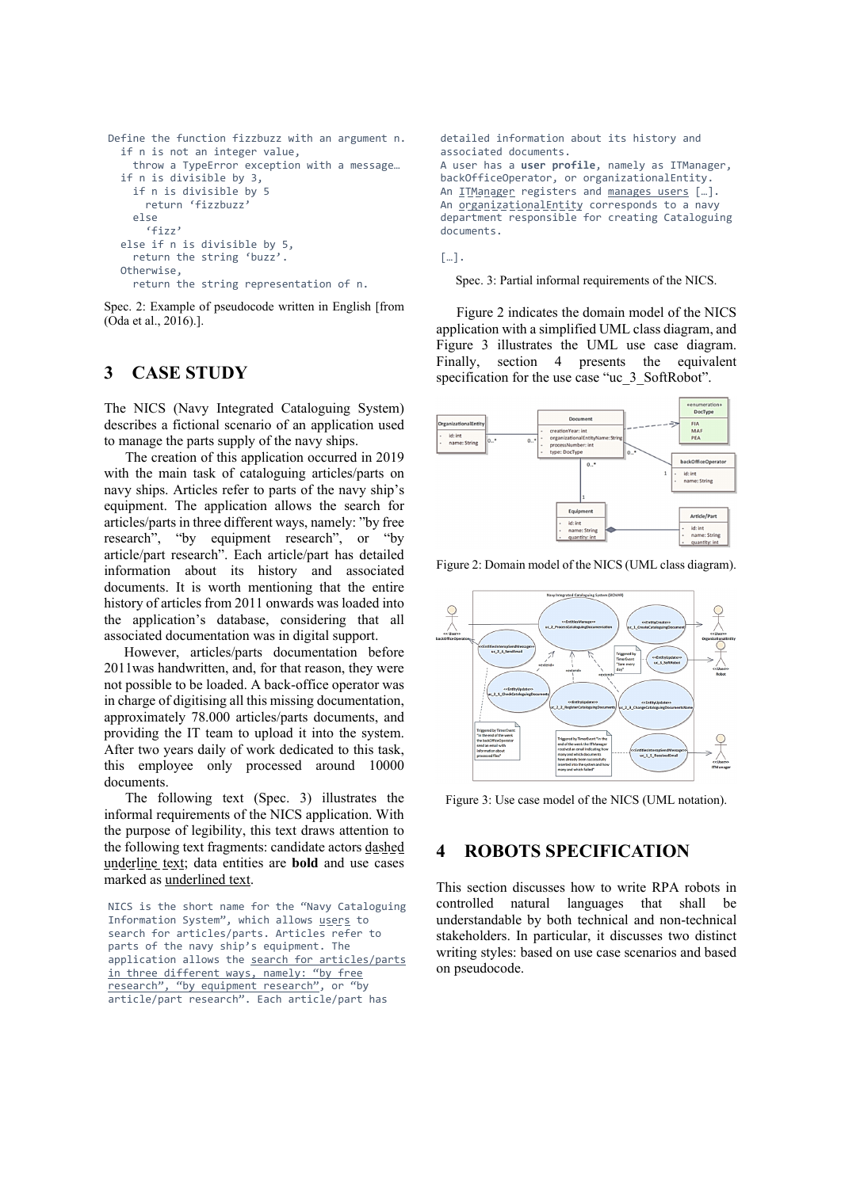```
Define the function fizzbuzz with an argument n.
  if n is not an integer value,
    throw a TypeError exception with a message…
  if n is divisible by 3,
    if n is divisible by 5
      return ‘fizzbuzz’
    else
      ‘fizz’
  else if n is divisible by 5,
    return the string ‘buzz’.
  Otherwise,
    return the string representation of n.
```

Spec. 2: Example of pseudocode written in English [from (Oda et al., 2016).].

## 3 CASE STUDY

The NICS (Navy Integrated Cataloguing System) describes a fictional scenario of an application used to manage the parts supply of the navy ships.

The creation of this application occurred in 2019 with the main task of cataloguing articles/parts on navy ships. Articles refer to parts of the navy ship's equipment. The application allows the search for articles/parts in three different ways, namely: "by free research", "by equipment research", or "by article/part research". Each article/part has detailed information about its history and associated documents. It is worth mentioning that the entire history of articles from 2011 onwards was loaded into the application's database, considering that all associated documentation was in digital support.

However, articles/parts documentation before 2011was handwritten, and, for that reason, they were not possible to be loaded. A back-office operator was in charge of digitising all this missing documentation, approximately 78.000 articles/parts documents, and providing the IT team to upload it into the system. After two years daily of work dedicated to this task, this employee only processed around 10000 documents.

The following text (Spec. 3) illustrates the informal requirements of the NICS application. With the purpose of legibility, this text draws attention to the following text fragments: candidate actors dashed underline text; data entities are **bold** and use cases marked as underlined text.

```
NICS is the short name for the "Navy Cataloguing
Information System", which allows users to
search for articles/parts. Articles refer to
parts of the navy ship's equipment. The
application allows the search for articles/parts
in three different ways, namely: "by free
research", "by equipment research", or "by
article/part research". Each article/part has
detailed information about its history and
associated documents.
A user has a user profile, namely as ITManager,
backOfficeOperator, or organizationalEntity.
An ITManager registers and manages users […].
An organizationalEntity corresponds to a navy
department responsible for creating Cataloguing
documents.

[…].
```

Spec. 3: Partial informal requirements of the NICS.

Figure 2 indicates the domain model of the NICS application with a simplified UML class diagram, and Figure 3 illustrates the UML use case diagram. Finally, section 4 presents the equivalent specification for the use case "uc_3_SoftRobot".

Figure 2: Domain model of the NICS (UML class diagram).

Figure 3: Use case model of the NICS (UML notation).

## 4 ROBOTS SPECIFICATION

This section discusses how to write RPA robots in controlled natural languages that shall be understandable by both technical and non-technical stakeholders. In particular, it discusses two distinct writing styles: based on use case scenarios and based on pseudocode.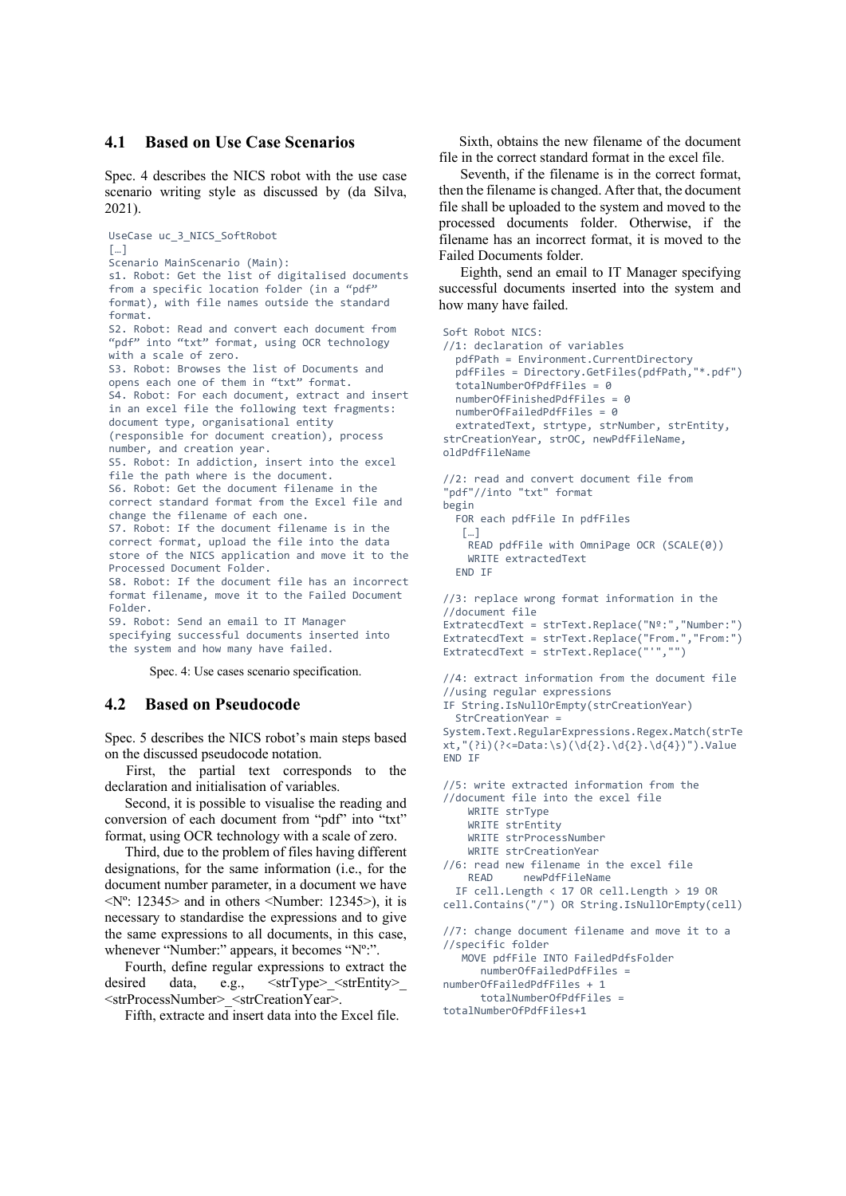## 4.1 Based on Use Case Scenarios

Spec. 4 describes the NICS robot with the use case scenario writing style as discussed by (da Silva, 2021).

```
UseCase uc_3_NICS_SoftRobot
[…]
Scenario MainScenario (Main):
s1. Robot: Get the list of digitalised documents
from a specific location folder (in a "pdf"
format), with file names outside the standard
format.
S2. Robot: Read and convert each document from
"pdf" into "txt" format, using OCR technology
with a scale of zero.
S3. Robot: Browses the list of Documents and
opens each one of them in "txt" format.
S4. Robot: For each document, extract and insert
in an excel file the following text fragments:
document type, organisational entity
(responsible for document creation), process
number, and creation year.
S5. Robot: In addiction, insert into the excel
file the path where is the document.
S6. Robot: Get the document filename in the
correct standard format from the Excel file and
change the filename of each one.
S7. Robot: If the document filename is in the
correct format, upload the file into the data
store of the NICS application and move it to the
Processed Document Folder.
S8. Robot: If the document file has an incorrect
format filename, move it to the Failed Document
Folder.
S9. Robot: Send an email to IT Manager
specifying successful documents inserted into
the system and how many have failed.
```

Spec. 4: Use cases scenario specification.

## 4.2 Based on Pseudocode

Spec. 5 describes the NICS robot's main steps based on the discussed pseudocode notation.

First, the partial text corresponds to the declaration and initialisation of variables.

Second, it is possible to visualise the reading and conversion of each document from "pdf" into "txt" format, using OCR technology with a scale of zero.

Third, due to the problem of files having different designations, for the same information (i.e., for the document number parameter, in a document we have <Nº: 12345> and in others <Number: 12345>), it is necessary to standardise the expressions and to give the same expressions to all documents, in this case, whenever "Number:" appears, it becomes "Nº:".

Fourth, define regular expressions to extract the desired data, e.g., <strType>_<strEntity>_<strProcessNumber>_<strCreationYear>.

Fifth, extracte and insert data into the Excel file.

Sixth, obtains the new filename of the document file in the correct standard format in the excel file.

Seventh, if the filename is in the correct format, then the filename is changed. After that, the document file shall be uploaded to the system and moved to the processed documents folder. Otherwise, if the filename has an incorrect format, it is moved to the Failed Documents folder.

Eighth, send an email to IT Manager specifying successful documents inserted into the system and how many have failed.

```
Soft Robot NICS:
//1: declaration of variables
  pdfPath = Environment.CurrentDirectory
  pdfFiles = Directory.GetFiles(pdfPath,"*.pdf")
  totalNumberOfPdfFiles = 0
  numberOfFinishedPdfFiles = 0
  numberOfFailedPdfFiles = 0
  extratedText, strtype, strNumber, strEntity,
strCreationYear, strOC, newPdfFileName,
oldPdfFileName

//2: read and convert document file from
"pdf"//into "txt" format
begin
  FOR each pdfFile In pdfFiles
   […]
    READ pdfFile with OmniPage OCR (SCALE(0))
    WRITE extractedText
  END IF

//3: replace wrong format information in the
//document file
ExtratecdText = strText.Replace("Nº:","Number:")
ExtratecdText = strText.Replace("From.","From:")
ExtratecdText = strText.Replace("'","")

//4: extract information from the document file
//using regular expressions
IF String.IsNullOrEmpty(strCreationYear)
  StrCreationYear =
System.Text.RegularExpressions.Regex.Match(strTe
xt,"(?i)(?<=Data:\s)(\d{2}.\d{2}.\d{4})").Value
END IF

//5: write extracted information from the
//document file into the excel file
    WRITE strType
    WRITE strEntity
    WRITE strProcessNumber
    WRITE strCreationYear
//6: read new filename in the excel file
    READ     newPdfFileName
  IF cell.Length < 17 OR cell.Length > 19 OR
cell.Contains("/") OR String.IsNullOrEmpty(cell)

//7: change document filename and move it to a
//specific folder
   MOVE pdfFile INTO FailedPdfsFolder
      numberOfFailedPdfFiles =
numberOfFailedPdfFiles + 1
      totalNumberOfPdfFiles =
totalNumberOfPdfFiles+1
```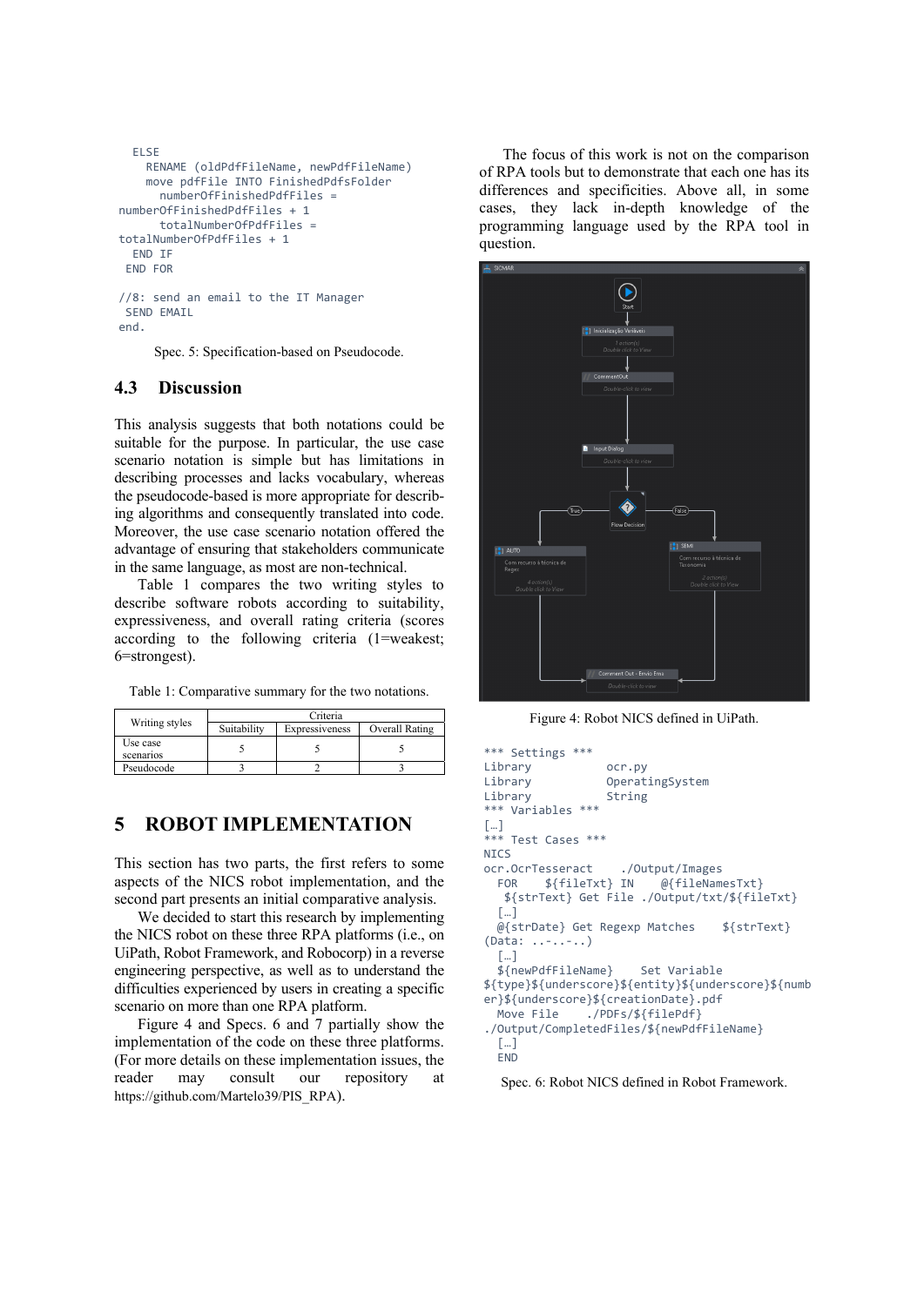```
  ELSE
    RENAME (oldPdfFileName, newPdfFileName)
    move pdfFile INTO FinishedPdfsFolder
      numberOfFinishedPdfFiles =
numberOfFinishedPdfFiles + 1
      totalNumberOfPdfFiles =
totalNumberOfPdfFiles + 1
  END IF
 END FOR

//8: send an email to the IT Manager
 SEND EMAIL
end.
```

Spec. 5: Specification-based on Pseudocode.

### 4.3 Discussion

This analysis suggests that both notations could be suitable for the purpose. In particular, the use case scenario notation is simple but has limitations in describing processes and lacks vocabulary, whereas the pseudocode-based is more appropriate for describing algorithms and consequently translated into code. Moreover, the use case scenario notation offered the advantage of ensuring that stakeholders communicate in the same language, as most are non-technical.

Table 1 compares the two writing styles to describe software robots according to suitability, expressiveness, and overall rating criteria (scores according to the following criteria (1=weakest; 6=strongest).

Table 1: Comparative summary for the two notations.

| Writing styles | Criteria | | |
|---|---|---|---|
| | Suitability | Expressiveness | Overall Rating |
| Use case scenarios | 5 | 5 | 5 |
| Pseudocode | 3 | 2 | 3 |

## 5 ROBOT IMPLEMENTATION

This section has two parts, the first refers to some aspects of the NICS robot implementation, and the second part presents an initial comparative analysis.

We decided to start this research by implementing the NICS robot on these three RPA platforms (i.e., on UiPath, Robot Framework, and Robocorp) in a reverse engineering perspective, as well as to understand the difficulties experienced by users in creating a specific scenario on more than one RPA platform.

Figure 4 and Specs. 6 and 7 partially show the implementation of the code on these three platforms. (For more details on these implementation issues, the reader may consult our repository at https://github.com/Martelo39/PIS_RPA).

The focus of this work is not on the comparison of RPA tools but to demonstrate that each one has its differences and specificities. Above all, in some cases, they lack in-depth knowledge of the programming language used by the RPA tool in question.

Figure 4: Robot NICS defined in UiPath.

```
*** Settings ***
Library          ocr.py
Library          OperatingSystem
Library          String
*** Variables ***
[…]
*** Test Cases ***
NICS
ocr.OcrTesseract    ./Output/Images
  FOR    ${fileTxt} IN    @{fileNamesTxt}
   ${strText} Get File ./Output/txt/${fileTxt}
  […]
  @{strDate} Get Regexp Matches    ${strText}
(Data: ..-..-..)
  […]
  ${newPdfFileName}    Set Variable
${type}${underscore}${entity}${underscore}${numb
er}${underscore}${creationDate}.pdf
  Move File    ./PDFs/${filePdf}
./Output/CompletedFiles/${newPdfFileName}
  […]
  END
```

Spec. 6: Robot NICS defined in Robot Framework.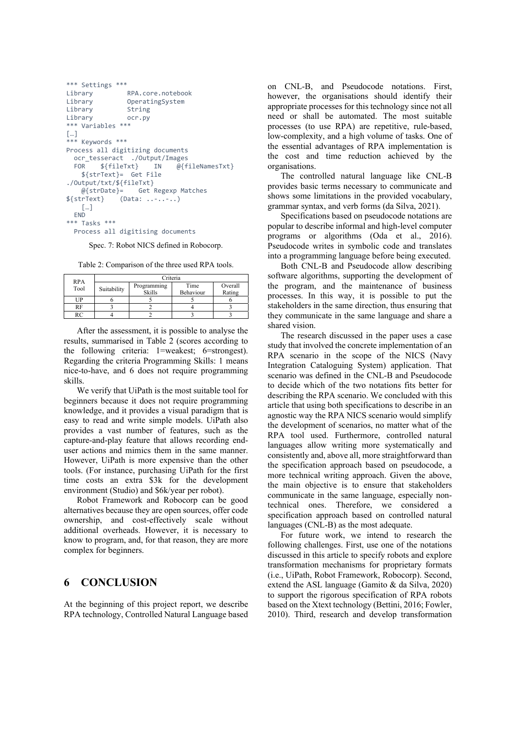```
*** Settings ***
Library         RPA.core.notebook
Library         OperatingSystem
Library         String
Library         ocr.py
*** Variables ***
[…]
*** Keywords ***
Process all digitizing documents
  ocr_tesseract  ./Output/Images
  FOR    ${fileTxt}    IN    @{fileNamesTxt}
    ${strText}=  Get File
./Output/txt/${fileTxt}
    @{strDate}=    Get Regexp Matches
${strText}    (Data: ..-..-..)
    […]
  END
*** Tasks ***
  Process all digitising documents
```

Spec. 7: Robot NICS defined in Robocorp.

Table 2: Comparison of the three used RPA tools.

| RPA Tool | Criteria | | | |
|---|---|---|---|---|
| | Suitability | Programming Skills | Time Behaviour | Overall Rating |
| UP | 6 | 5 | 5 | 6 |
| RF | 3 | 2 | 4 | 3 |
| RC | 4 | 2 | 3 | 3 |

After the assessment, it is possible to analyse the results, summarised in Table 2 (scores according to the following criteria: 1=weakest; 6=strongest). Regarding the criteria Programming Skills: 1 means nice-to-have, and 6 does not require programming skills.

We verify that UiPath is the most suitable tool for beginners because it does not require programming knowledge, and it provides a visual paradigm that is easy to read and write simple models. UiPath also provides a vast number of features, such as the capture-and-play feature that allows recording end-user actions and mimics them in the same manner. However, UiPath is more expensive than the other tools. (For instance, purchasing UiPath for the first time costs an extra $3k for the development environment (Studio) and $6k/year per robot).

Robot Framework and Robocorp can be good alternatives because they are open sources, offer code ownership, and cost-effectively scale without additional overheads. However, it is necessary to know to program, and, for that reason, they are more complex for beginners.

## 6 CONCLUSION

At the beginning of this project report, we describe RPA technology, Controlled Natural Language based on CNL-B, and Pseudocode notations. First, however, the organisations should identify their appropriate processes for this technology since not all need or shall be automated. The most suitable processes (to use RPA) are repetitive, rule-based, low-complexity, and a high volume of tasks. One of the essential advantages of RPA implementation is the cost and time reduction achieved by the organisations.

The controlled natural language like CNL-B provides basic terms necessary to communicate and shows some limitations in the provided vocabulary, grammar syntax, and verb forms (da Silva, 2021).

Specifications based on pseudocode notations are popular to describe informal and high-level computer programs or algorithms (Oda et al., 2016). Pseudocode writes in symbolic code and translates into a programming language before being executed.

Both CNL-B and Pseudocode allow describing software algorithms, supporting the development of the program, and the maintenance of business processes. In this way, it is possible to put the stakeholders in the same direction, thus ensuring that they communicate in the same language and share a shared vision.

The research discussed in the paper uses a case study that involved the concrete implementation of an RPA scenario in the scope of the NICS (Navy Integration Cataloguing System) application. That scenario was defined in the CNL-B and Pseudocode to decide which of the two notations fits better for describing the RPA scenario. We concluded with this article that using both specifications to describe in an agnostic way the RPA NICS scenario would simplify the development of scenarios, no matter what of the RPA tool used. Furthermore, controlled natural languages allow writing more systematically and consistently and, above all, more straightforward than the specification approach based on pseudocode, a more technical writing approach. Given the above, the main objective is to ensure that stakeholders communicate in the same language, especially non-technical ones. Therefore, we considered a specification approach based on controlled natural languages (CNL-B) as the most adequate.

For future work, we intend to research the following challenges. First, use one of the notations discussed in this article to specify robots and explore transformation mechanisms for proprietary formats (i.e., UiPath, Robot Framework, Robocorp). Second, extend the ASL language (Gamito & da Silva, 2020) to support the rigorous specification of RPA robots based on the Xtext technology (Bettini, 2016; Fowler, 2010). Third, research and develop transformation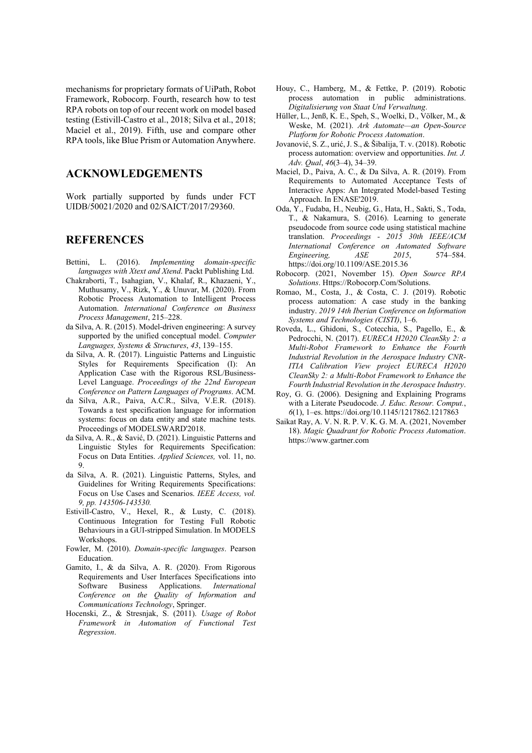mechanisms for proprietary formats of UiPath, Robot Framework, Robocorp. Fourth, research how to test RPA robots on top of our recent work on model based testing (Estivill-Castro et al., 2018; Silva et al., 2018; Maciel et al., 2019). Fifth, use and compare other RPA tools, like Blue Prism or Automation Anywhere.

## ACKNOWLEDGEMENTS

Work partially supported by funds under FCT UIDB/50021/2020 and 02/SAICT/2017/29360.

## REFERENCES

Bettini, L. (2016). *Implementing domain-specific languages with Xtext and Xtend*. Packt Publishing Ltd.

Chakraborti, T., Isahagian, V., Khalaf, R., Khazaeni, Y., Muthusamy, V., Rizk, Y., & Unuvar, M. (2020). From Robotic Process Automation to Intelligent Process Automation. *International Conference on Business Process Management*, 215–228.

da Silva, A. R. (2015). Model-driven engineering: A survey supported by the unified conceptual model. *Computer Languages, Systems & Structures*, *43*, 139–155.

da Silva, A. R. (2017). Linguistic Patterns and Linguistic Styles for Requirements Specification (I): An Application Case with the Rigorous RSL/Business-Level Language. *Proceedings of the 22nd European Conference on Pattern Languages of Programs*. ACM.

da Silva, A.R., Paiva, A.C.R., Silva, V.E.R. (2018). Towards a test specification language for information systems: focus on data entity and state machine tests. Proceedings of MODELSWARD'2018.

da Silva, A. R., & Savić, D. (2021). Linguistic Patterns and Linguistic Styles for Requirements Specification: Focus on Data Entities. *Applied Sciences,* vol. 11, no. 9.

da Silva, A. R. (2021). Linguistic Patterns, Styles, and Guidelines for Writing Requirements Specifications: Focus on Use Cases and Scenarios. *IEEE Access, vol. 9, pp. 143506-143530.*

Estivill-Castro, V., Hexel, R., & Lusty, C. (2018). Continuous Integration for Testing Full Robotic Behaviours in a GUI-stripped Simulation. In MODELS Workshops.

Fowler, M. (2010). *Domain-specific languages*. Pearson Education.

Gamito, I., & da Silva, A. R. (2020). From Rigorous Requirements and User Interfaces Specifications into Software Business Applications. *International Conference on the Quality of Information and Communications Technology*, Springer.

Hocenski, Z., & Stresnjak, S. (2011). *Usage of Robot Framework in Automation of Functional Test Regression*.

Houy, C., Hamberg, M., & Fettke, P. (2019). Robotic process automation in public administrations. *Digitalisierung von Staat Und Verwaltung*.

Hüller, L., Jenß, K. E., Speh, S., Woelki, D., Völker, M., & Weske, M. (2021). *Ark Automate—an Open-Source Platform for Robotic Process Automation*.

Jovanović, S. Z., urić, J. S., & Šibalija, T. v. (2018). Robotic process automation: overview and opportunities. *Int. J. Adv. Qual*, *46*(3–4), 34–39.

Maciel, D., Paiva, A. C., & Da Silva, A. R. (2019). From Requirements to Automated Acceptance Tests of Interactive Apps: An Integrated Model-based Testing Approach. In ENASE'2019.

Oda, Y., Fudaba, H., Neubig, G., Hata, H., Sakti, S., Toda, T., & Nakamura, S. (2016). Learning to generate pseudocode from source code using statistical machine translation. *Proceedings - 2015 30th IEEE/ACM International Conference on Automated Software Engineering, ASE 2015*, 574–584. https://doi.org/10.1109/ASE.2015.36

Robocorp. (2021, November 15). *Open Source RPA Solutions*. Https://Robocorp.Com/Solutions.

Romao, M., Costa, J., & Costa, C. J. (2019). Robotic process automation: A case study in the banking industry. *2019 14th Iberian Conference on Information Systems and Technologies (CISTI)*, 1–6.

Roveda, L., Ghidoni, S., Cotecchia, S., Pagello, E., & Pedrocchi, N. (2017). *EURECA H2020 CleanSky 2: a Multi-Robot Framework to Enhance the Fourth Industrial Revolution in the Aerospace Industry CNR-ITIA Calibration View project EURECA H2020 CleanSky 2: a Multi-Robot Framework to Enhance the Fourth Industrial Revolution in the Aerospace Industry*.

Roy, G. G. (2006). Designing and Explaining Programs with a Literate Pseudocode. *J. Educ. Resour. Comput.*, *6*(1), 1–es. https://doi.org/10.1145/1217862.1217863

Saikat Ray, A. V. N. R. P. V. K. G. M. A. (2021, November 18). *Magic Quadrant for Robotic Process Automation*. https://www.gartner.com